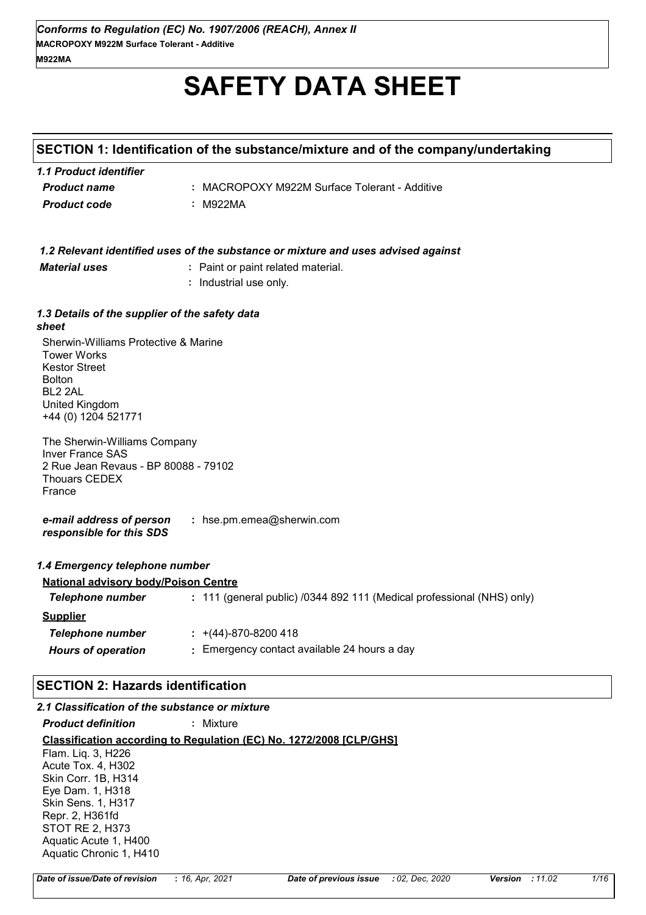*Conforms to Regulation (EC) No. 1907/2006 (REACH), Annex II*
**MACROPOXY M922M Surface Tolerant - Additive**
**M922MA**

# SAFETY DATA SHEET

## SECTION 1: Identification of the substance/mixture and of the company/undertaking

### *1.1 Product identifier*

*Product name* **:** MACROPOXY M922M Surface Tolerant - Additive

*Product code* **:** M922MA

### *1.2 Relevant identified uses of the substance or mixture and uses advised against*

*Material uses* **:** Paint or paint related material.
**:** Industrial use only.

### *1.3 Details of the supplier of the safety data sheet*

Sherwin-Williams Protective & Marine
Tower Works
Kestor Street
Bolton
BL2 2AL
United Kingdom
+44 (0) 1204 521771

The Sherwin-Williams Company
Inver France SAS
2 Rue Jean Revaus - BP 80088 - 79102
Thouars CEDEX
France

*e-mail address of person responsible for this SDS* **:** hse.pm.emea@sherwin.com

### *1.4 Emergency telephone number*

**National advisory body/Poison Centre**

*Telephone number* **:** 111 (general public) /0344 892 111 (Medical professional (NHS) only)

**Supplier**

*Telephone number* **:** +(44)-870-8200 418

*Hours of operation* **:** Emergency contact available 24 hours a day

## SECTION 2: Hazards identification

### *2.1 Classification of the substance or mixture*

*Product definition* **:** Mixture

**Classification according to Regulation (EC) No. 1272/2008 [CLP/GHS]**

Flam. Liq. 3, H226
Acute Tox. 4, H302
Skin Corr. 1B, H314
Eye Dam. 1, H318
Skin Sens. 1, H317
Repr. 2, H361fd
STOT RE 2, H373
Aquatic Acute 1, H400
Aquatic Chronic 1, H410

*Date of issue/Date of revision* **:** *16, Apr, 2021* *Date of previous issue* *: 02, Dec, 2020* *Version* *: 11.02*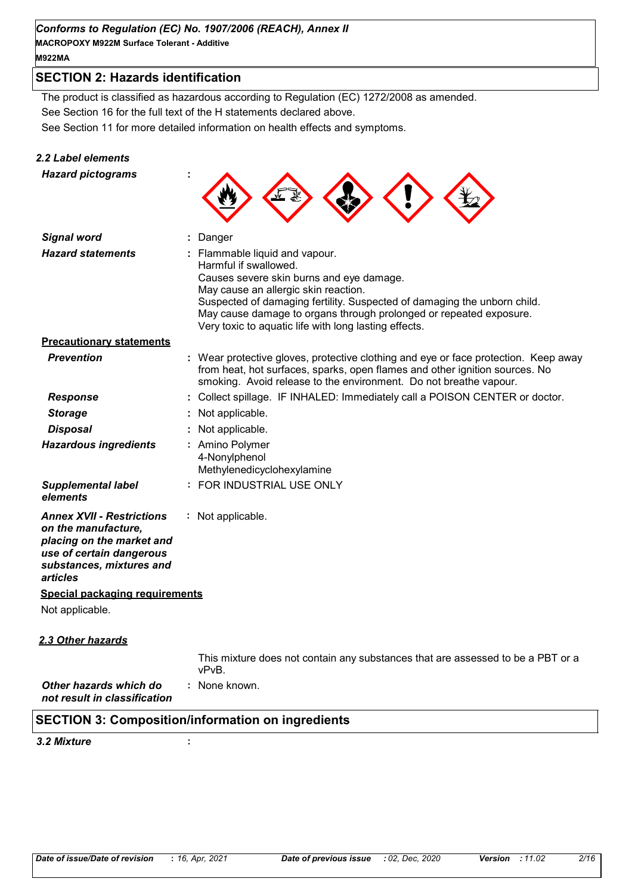## SECTION 2: Hazards identification

The product is classified as hazardous according to Regulation (EC) 1272/2008 as amended.

See Section 16 for the full text of the H statements declared above.

See Section 11 for more detailed information on health effects and symptoms.

### 2.2 Label elements

***Hazard pictograms*** :

***Signal word*** : Danger

***Hazard statements*** : Flammable liquid and vapour.
Harmful if swallowed.
Causes severe skin burns and eye damage.
May cause an allergic skin reaction.
Suspected of damaging fertility. Suspected of damaging the unborn child.
May cause damage to organs through prolonged or repeated exposure.
Very toxic to aquatic life with long lasting effects.

**Precautionary statements**

***Prevention*** : Wear protective gloves, protective clothing and eye or face protection. Keep away from heat, hot surfaces, sparks, open flames and other ignition sources. No smoking. Avoid release to the environment. Do not breathe vapour.

***Response*** : Collect spillage. IF INHALED: Immediately call a POISON CENTER or doctor.

***Storage*** : Not applicable.

***Disposal*** : Not applicable.

***Hazardous ingredients*** : Amino Polymer
4-Nonylphenol
Methylenedicyclohexylamine

***Supplemental label elements*** : FOR INDUSTRIAL USE ONLY

***Annex XVII - Restrictions on the manufacture, placing on the market and use of certain dangerous substances, mixtures and articles*** : Not applicable.

**Special packaging requirements**

Not applicable.

### 2.3 Other hazards

This mixture does not contain any substances that are assessed to be a PBT or a vPvB.

***Other hazards which do not result in classification*** : None known.

## SECTION 3: Composition/information on ingredients

***3.2 Mixture*** :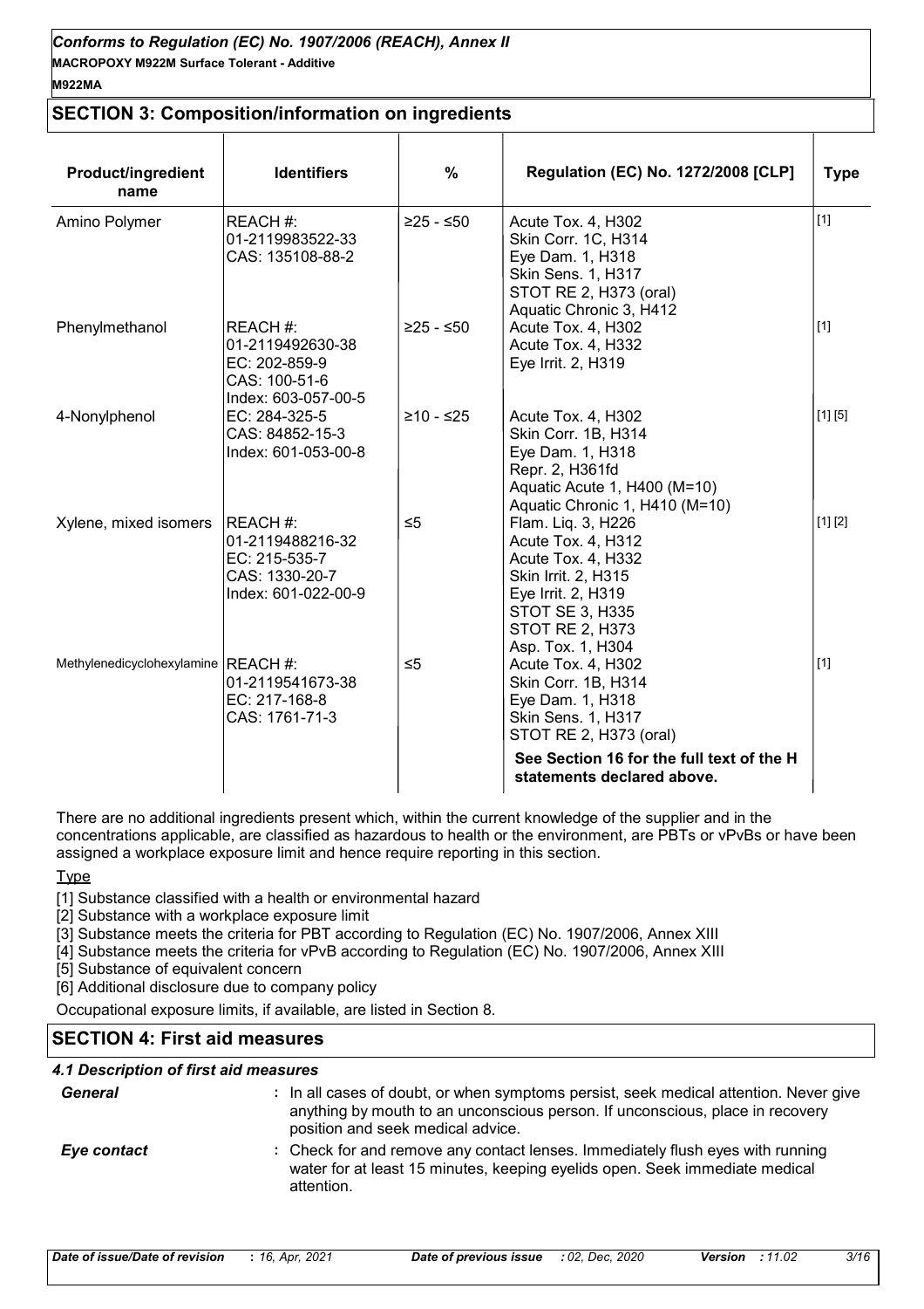## SECTION 3: Composition/information on ingredients

| Product/ingredient name | Identifiers | % | Regulation (EC) No. 1272/2008 [CLP] | Type |
|---|---|---|---|---|
| Amino Polymer | REACH #: 01-2119983522-33<br>CAS: 135108-88-2 | ≥25 - ≤50 | Acute Tox. 4, H302<br>Skin Corr. 1C, H314<br>Eye Dam. 1, H318<br>Skin Sens. 1, H317<br>STOT RE 2, H373 (oral)<br>Aquatic Chronic 3, H412 | [1] |
| Phenylmethanol | REACH #: 01-2119492630-38<br>EC: 202-859-9<br>CAS: 100-51-6<br>Index: 603-057-00-5 | ≥25 - ≤50 | Acute Tox. 4, H302<br>Acute Tox. 4, H332<br>Eye Irrit. 2, H319 | [1] |
| 4-Nonylphenol | EC: 284-325-5<br>CAS: 84852-15-3<br>Index: 601-053-00-8 | ≥10 - ≤25 | Acute Tox. 4, H302<br>Skin Corr. 1B, H314<br>Eye Dam. 1, H318<br>Repr. 2, H361fd<br>Aquatic Acute 1, H400 (M=10)<br>Aquatic Chronic 1, H410 (M=10) | [1] [5] |
| Xylene, mixed isomers | REACH #: 01-2119488216-32<br>EC: 215-535-7<br>CAS: 1330-20-7<br>Index: 601-022-00-9 | ≤5 | Flam. Liq. 3, H226<br>Acute Tox. 4, H312<br>Acute Tox. 4, H332<br>Skin Irrit. 2, H315<br>Eye Irrit. 2, H319<br>STOT SE 3, H335<br>STOT RE 2, H373<br>Asp. Tox. 1, H304 | [1] [2] |
| Methylenedicyclohexylamine | REACH #: 01-2119541673-38<br>EC: 217-168-8<br>CAS: 1761-71-3 | ≤5 | Acute Tox. 4, H302<br>Skin Corr. 1B, H314<br>Eye Dam. 1, H318<br>Skin Sens. 1, H317<br>STOT RE 2, H373 (oral) | [1] |
| | | | **See Section 16 for the full text of the H statements declared above.** | |

There are no additional ingredients present which, within the current knowledge of the supplier and in the concentrations applicable, are classified as hazardous to health or the environment, are PBTs or vPvBs or have been assigned a workplace exposure limit and hence require reporting in this section.

Type

[1] Substance classified with a health or environmental hazard

[2] Substance with a workplace exposure limit

[3] Substance meets the criteria for PBT according to Regulation (EC) No. 1907/2006, Annex XIII

[4] Substance meets the criteria for vPvB according to Regulation (EC) No. 1907/2006, Annex XIII

[5] Substance of equivalent concern

[6] Additional disclosure due to company policy

Occupational exposure limits, if available, are listed in Section 8.

## SECTION 4: First aid measures

### 4.1 Description of first aid measures

***General*** : In all cases of doubt, or when symptoms persist, seek medical attention. Never give anything by mouth to an unconscious person. If unconscious, place in recovery position and seek medical advice.

***Eye contact*** : Check for and remove any contact lenses. Immediately flush eyes with running water for at least 15 minutes, keeping eyelids open. Seek immediate medical attention.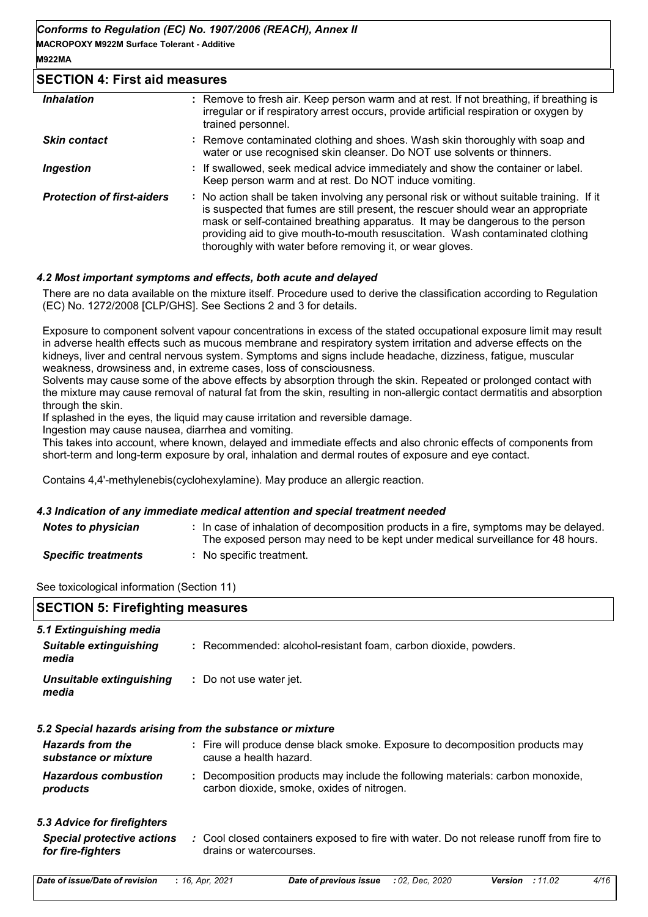## SECTION 4: First aid measures

| | |
|---|---|
| ***Inhalation*** | : Remove to fresh air. Keep person warm and at rest. If not breathing, if breathing is irregular or if respiratory arrest occurs, provide artificial respiration or oxygen by trained personnel. |
| ***Skin contact*** | : Remove contaminated clothing and shoes. Wash skin thoroughly with soap and water or use recognised skin cleanser. Do NOT use solvents or thinners. |
| ***Ingestion*** | : If swallowed, seek medical advice immediately and show the container or label. Keep person warm and at rest. Do NOT induce vomiting. |
| ***Protection of first-aiders*** | : No action shall be taken involving any personal risk or without suitable training. If it is suspected that fumes are still present, the rescuer should wear an appropriate mask or self-contained breathing apparatus. It may be dangerous to the person providing aid to give mouth-to-mouth resuscitation. Wash contaminated clothing thoroughly with water before removing it, or wear gloves. |

### *4.2 Most important symptoms and effects, both acute and delayed*

There are no data available on the mixture itself. Procedure used to derive the classification according to Regulation (EC) No. 1272/2008 [CLP/GHS]. See Sections 2 and 3 for details.

Exposure to component solvent vapour concentrations in excess of the stated occupational exposure limit may result in adverse health effects such as mucous membrane and respiratory system irritation and adverse effects on the kidneys, liver and central nervous system. Symptoms and signs include headache, dizziness, fatigue, muscular weakness, drowsiness and, in extreme cases, loss of consciousness.
Solvents may cause some of the above effects by absorption through the skin. Repeated or prolonged contact with the mixture may cause removal of natural fat from the skin, resulting in non-allergic contact dermatitis and absorption through the skin.
If splashed in the eyes, the liquid may cause irritation and reversible damage.
Ingestion may cause nausea, diarrhea and vomiting.
This takes into account, where known, delayed and immediate effects and also chronic effects of components from short-term and long-term exposure by oral, inhalation and dermal routes of exposure and eye contact.

Contains 4,4'-methylenebis(cyclohexylamine). May produce an allergic reaction.

### *4.3 Indication of any immediate medical attention and special treatment needed*

| | |
|---|---|
| ***Notes to physician*** | : In case of inhalation of decomposition products in a fire, symptoms may be delayed. The exposed person may need to be kept under medical surveillance for 48 hours. |
| ***Specific treatments*** | : No specific treatment. |

See toxicological information (Section 11)

## SECTION 5: Firefighting measures

### *5.1 Extinguishing media*

| | |
|---|---|
| ***Suitable extinguishing media*** | : Recommended: alcohol-resistant foam, carbon dioxide, powders. |
| ***Unsuitable extinguishing media*** | : Do not use water jet. |

### *5.2 Special hazards arising from the substance or mixture*

| | |
|---|---|
| ***Hazards from the substance or mixture*** | : Fire will produce dense black smoke. Exposure to decomposition products may cause a health hazard. |
| ***Hazardous combustion products*** | : Decomposition products may include the following materials: carbon monoxide, carbon dioxide, smoke, oxides of nitrogen. |

### *5.3 Advice for firefighters*

| | |
|---|---|
| ***Special protective actions for fire-fighters*** | : Cool closed containers exposed to fire with water. Do not release runoff from fire to drains or watercourses. |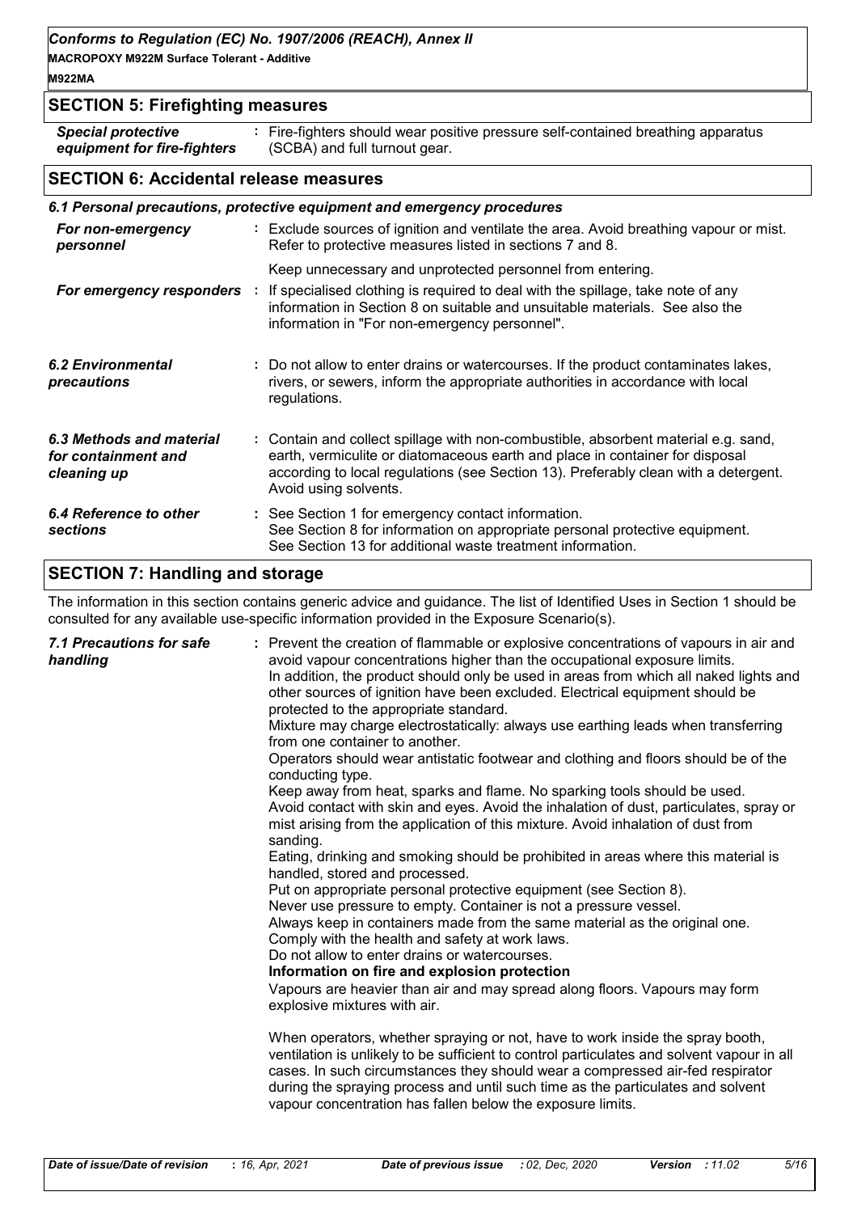## SECTION 5: Firefighting measures

| | |
|---|---|
| *Special protective equipment for fire-fighters* | : Fire-fighters should wear positive pressure self-contained breathing apparatus (SCBA) and full turnout gear. |

## SECTION 6: Accidental release measures

*6.1 Personal precautions, protective equipment and emergency procedures*

| | |
|---|---|
| *For non-emergency personnel* | : Exclude sources of ignition and ventilate the area. Avoid breathing vapour or mist. Refer to protective measures listed in sections 7 and 8.<br>Keep unnecessary and unprotected personnel from entering. |
| *For emergency responders* | : If specialised clothing is required to deal with the spillage, take note of any information in Section 8 on suitable and unsuitable materials. See also the information in "For non-emergency personnel". |
| *6.2 Environmental precautions* | : Do not allow to enter drains or watercourses. If the product contaminates lakes, rivers, or sewers, inform the appropriate authorities in accordance with local regulations. |
| *6.3 Methods and material for containment and cleaning up* | : Contain and collect spillage with non-combustible, absorbent material e.g. sand, earth, vermiculite or diatomaceous earth and place in container for disposal according to local regulations (see Section 13). Preferably clean with a detergent. Avoid using solvents. |
| *6.4 Reference to other sections* | : See Section 1 for emergency contact information.<br>See Section 8 for information on appropriate personal protective equipment.<br>See Section 13 for additional waste treatment information. |

## SECTION 7: Handling and storage

The information in this section contains generic advice and guidance. The list of Identified Uses in Section 1 should be consulted for any available use-specific information provided in the Exposure Scenario(s).

*7.1 Precautions for safe handling*

: Prevent the creation of flammable or explosive concentrations of vapours in air and avoid vapour concentrations higher than the occupational exposure limits.
In addition, the product should only be used in areas from which all naked lights and other sources of ignition have been excluded. Electrical equipment should be protected to the appropriate standard.
Mixture may charge electrostatically: always use earthing leads when transferring from one container to another.
Operators should wear antistatic footwear and clothing and floors should be of the conducting type.
Keep away from heat, sparks and flame. No sparking tools should be used.
Avoid contact with skin and eyes. Avoid the inhalation of dust, particulates, spray or mist arising from the application of this mixture. Avoid inhalation of dust from sanding.
Eating, drinking and smoking should be prohibited in areas where this material is handled, stored and processed.
Put on appropriate personal protective equipment (see Section 8).
Never use pressure to empty. Container is not a pressure vessel.
Always keep in containers made from the same material as the original one.
Comply with the health and safety at work laws.
Do not allow to enter drains or watercourses.

**Information on fire and explosion protection**

Vapours are heavier than air and may spread along floors. Vapours may form explosive mixtures with air.

When operators, whether spraying or not, have to work inside the spray booth, ventilation is unlikely to be sufficient to control particulates and solvent vapour in all cases. In such circumstances they should wear a compressed air-fed respirator during the spraying process and until such time as the particulates and solvent vapour concentration has fallen below the exposure limits.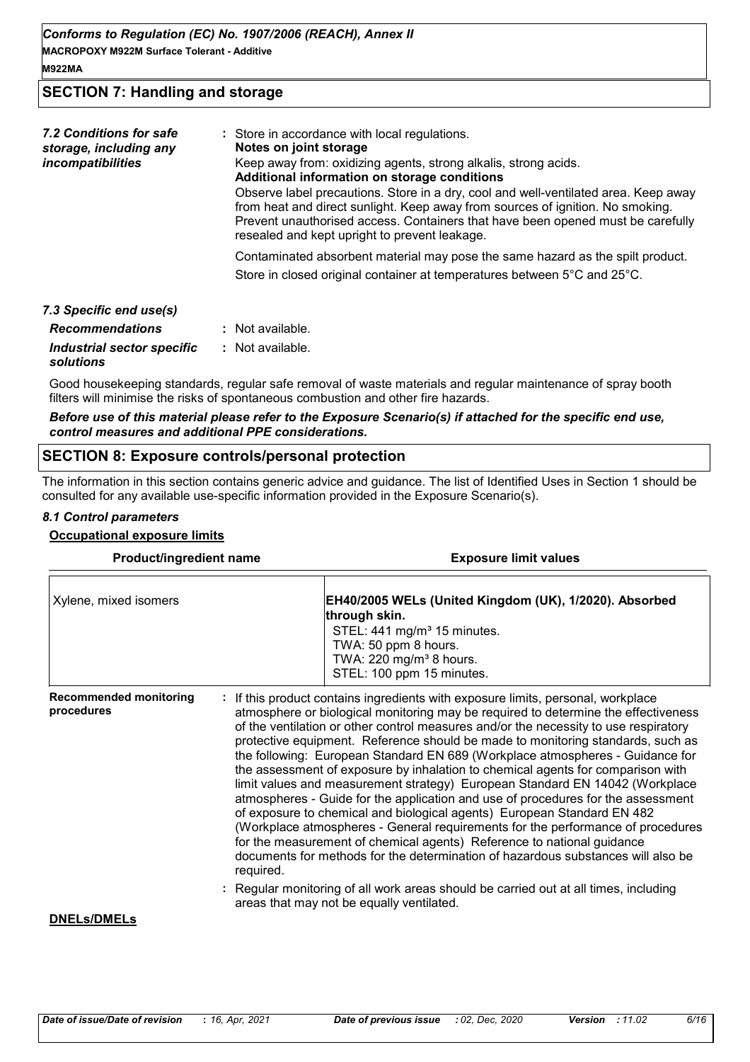## SECTION 7: Handling and storage

| | |
|---|---|
| *7.2 Conditions for safe storage, including any incompatibilities* | : Store in accordance with local regulations.<br>**Notes on joint storage**<br>Keep away from: oxidizing agents, strong alkalis, strong acids.<br>**Additional information on storage conditions**<br>Observe label precautions. Store in a dry, cool and well-ventilated area. Keep away from heat and direct sunlight. Keep away from sources of ignition. No smoking. Prevent unauthorised access. Containers that have been opened must be carefully resealed and kept upright to prevent leakage.<br>Contaminated absorbent material may pose the same hazard as the spilt product.<br>Store in closed original container at temperatures between 5°C and 25°C. |

*7.3 Specific end use(s)*

| | |
|---|---|
| *Recommendations* | : Not available. |
| *Industrial sector specific solutions* | : Not available. |

Good housekeeping standards, regular safe removal of waste materials and regular maintenance of spray booth filters will minimise the risks of spontaneous combustion and other fire hazards.

***Before use of this material please refer to the Exposure Scenario(s) if attached for the specific end use, control measures and additional PPE considerations.***

## SECTION 8: Exposure controls/personal protection

The information in this section contains generic advice and guidance. The list of Identified Uses in Section 1 should be consulted for any available use-specific information provided in the Exposure Scenario(s).

*8.1 Control parameters*

**Occupational exposure limits**

| Product/ingredient name | Exposure limit values |
|---|---|
| Xylene, mixed isomers | **EH40/2005 WELs (United Kingdom (UK), 1/2020). Absorbed through skin.**<br>STEL: 441 mg/m³ 15 minutes.<br>TWA: 50 ppm 8 hours.<br>TWA: 220 mg/m³ 8 hours.<br>STEL: 100 ppm 15 minutes. |

| | |
|---|---|
| **Recommended monitoring procedures** | : If this product contains ingredients with exposure limits, personal, workplace atmosphere or biological monitoring may be required to determine the effectiveness of the ventilation or other control measures and/or the necessity to use respiratory protective equipment. Reference should be made to monitoring standards, such as the following: European Standard EN 689 (Workplace atmospheres - Guidance for the assessment of exposure by inhalation to chemical agents for comparison with limit values and measurement strategy) European Standard EN 14042 (Workplace atmospheres - Guide for the application and use of procedures for the assessment of exposure to chemical and biological agents) European Standard EN 482 (Workplace atmospheres - General requirements for the performance of procedures for the measurement of chemical agents) Reference to national guidance documents for methods for the determination of hazardous substances will also be required. |
| | : Regular monitoring of all work areas should be carried out at all times, including areas that may not be equally ventilated. |

**DNELs/DMELs**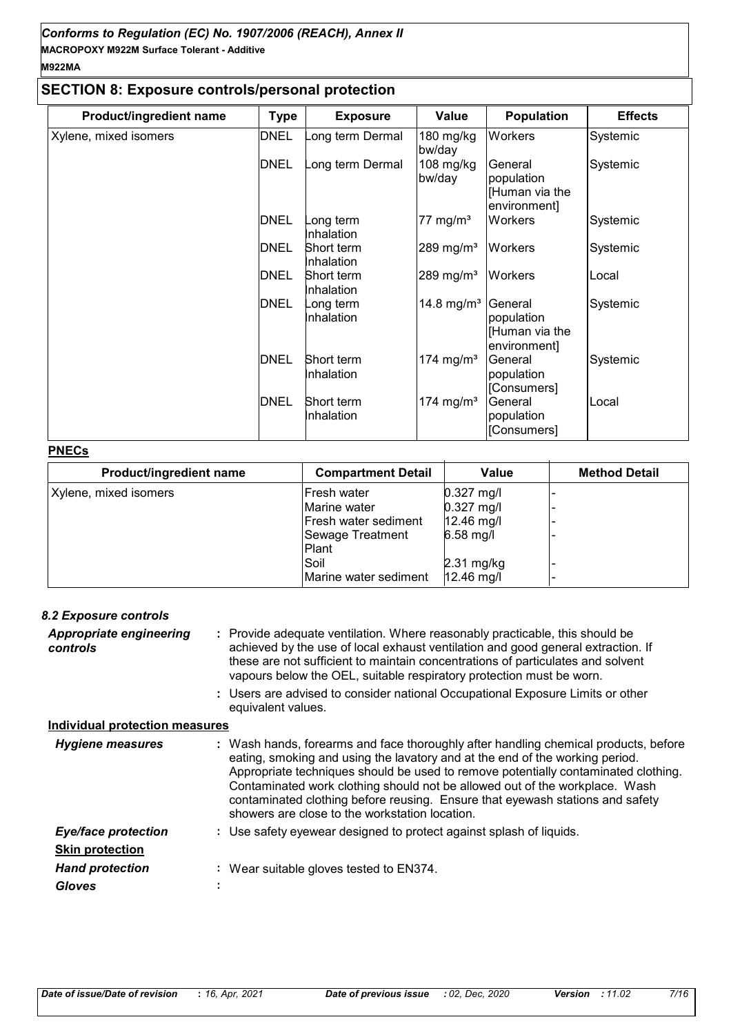## SECTION 8: Exposure controls/personal protection

| Product/ingredient name | Type | Exposure | Value | Population | Effects |
|---|---|---|---|---|---|
| Xylene, mixed isomers | DNEL | Long term Dermal | 180 mg/kg bw/day | Workers | Systemic |
| | DNEL | Long term Dermal | 108 mg/kg bw/day | General population [Human via the environment] | Systemic |
| | DNEL | Long term Inhalation | 77 mg/m³ | Workers | Systemic |
| | DNEL | Short term Inhalation | 289 mg/m³ | Workers | Systemic |
| | DNEL | Short term Inhalation | 289 mg/m³ | Workers | Local |
| | DNEL | Long term Inhalation | 14.8 mg/m³ | General population [Human via the environment] | Systemic |
| | DNEL | Short term Inhalation | 174 mg/m³ | General population [Consumers] | Systemic |
| | DNEL | Short term Inhalation | 174 mg/m³ | General population [Consumers] | Local |

**PNECs**

| Product/ingredient name | Compartment Detail | Value | Method Detail |
|---|---|---|---|
| Xylene, mixed isomers | Fresh water | 0.327 mg/l | - |
| | Marine water | 0.327 mg/l | - |
| | Fresh water sediment | 12.46 mg/l | - |
| | Sewage Treatment Plant | 6.58 mg/l | - |
| | Soil | 2.31 mg/kg | - |
| | Marine water sediment | 12.46 mg/l | - |

### 8.2 Exposure controls

***Appropriate engineering controls*** : Provide adequate ventilation. Where reasonably practicable, this should be achieved by the use of local exhaust ventilation and good general extraction. If these are not sufficient to maintain concentrations of particulates and solvent vapours below the OEL, suitable respiratory protection must be worn.

: Users are advised to consider national Occupational Exposure Limits or other equivalent values.

**Individual protection measures**

***Hygiene measures*** : Wash hands, forearms and face thoroughly after handling chemical products, before eating, smoking and using the lavatory and at the end of the working period. Appropriate techniques should be used to remove potentially contaminated clothing. Contaminated work clothing should not be allowed out of the workplace. Wash contaminated clothing before reusing. Ensure that eyewash stations and safety showers are close to the workstation location.

***Eye/face protection*** : Use safety eyewear designed to protect against splash of liquids.

**Skin protection**

***Hand protection*** : Wear suitable gloves tested to EN374.

***Gloves*** :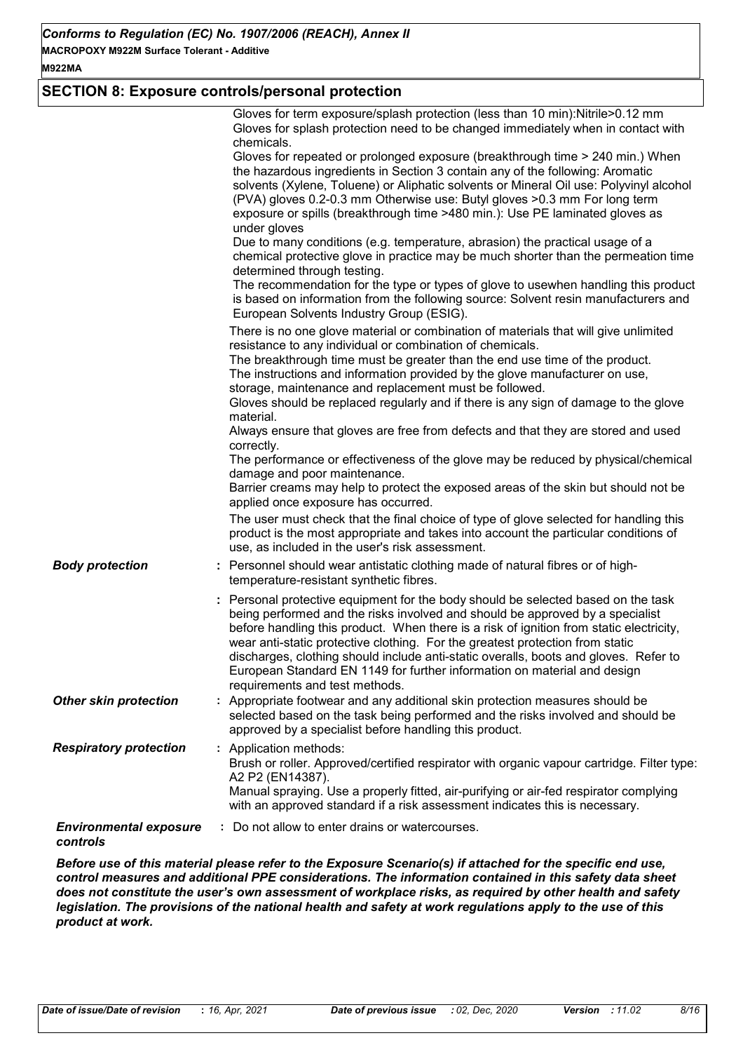## SECTION 8: Exposure controls/personal protection

Gloves for term exposure/splash protection (less than 10 min):Nitrile>0.12 mm
Gloves for splash protection need to be changed immediately when in contact with chemicals.
Gloves for repeated or prolonged exposure (breakthrough time > 240 min.) When the hazardous ingredients in Section 3 contain any of the following: Aromatic solvents (Xylene, Toluene) or Aliphatic solvents or Mineral Oil use: Polyvinyl alcohol (PVA) gloves 0.2-0.3 mm Otherwise use: Butyl gloves >0.3 mm For long term exposure or spills (breakthrough time >480 min.): Use PE laminated gloves as under gloves
Due to many conditions (e.g. temperature, abrasion) the practical usage of a chemical protective glove in practice may be much shorter than the permeation time determined through testing.
The recommendation for the type or types of glove to usewhen handling this product is based on information from the following source: Solvent resin manufacturers and European Solvents Industry Group (ESIG).

There is no one glove material or combination of materials that will give unlimited resistance to any individual or combination of chemicals.
The breakthrough time must be greater than the end use time of the product.
The instructions and information provided by the glove manufacturer on use, storage, maintenance and replacement must be followed.
Gloves should be replaced regularly and if there is any sign of damage to the glove material.
Always ensure that gloves are free from defects and that they are stored and used correctly.
The performance or effectiveness of the glove may be reduced by physical/chemical damage and poor maintenance.
Barrier creams may help to protect the exposed areas of the skin but should not be applied once exposure has occurred.

The user must check that the final choice of type of glove selected for handling this product is the most appropriate and takes into account the particular conditions of use, as included in the user's risk assessment.

***Body protection*** : Personnel should wear antistatic clothing made of natural fibres or of high-temperature-resistant synthetic fibres.

: Personal protective equipment for the body should be selected based on the task being performed and the risks involved and should be approved by a specialist before handling this product. When there is a risk of ignition from static electricity, wear anti-static protective clothing. For the greatest protection from static discharges, clothing should include anti-static overalls, boots and gloves. Refer to European Standard EN 1149 for further information on material and design requirements and test methods.

***Other skin protection*** : Appropriate footwear and any additional skin protection measures should be selected based on the task being performed and the risks involved and should be approved by a specialist before handling this product.

***Respiratory protection*** : Application methods:
Brush or roller. Approved/certified respirator with organic vapour cartridge. Filter type: A2 P2 (EN14387).
Manual spraying. Use a properly fitted, air-purifying or air-fed respirator complying with an approved standard if a risk assessment indicates this is necessary.

***Environmental exposure controls*** : Do not allow to enter drains or watercourses.

***Before use of this material please refer to the Exposure Scenario(s) if attached for the specific end use, control measures and additional PPE considerations. The information contained in this safety data sheet does not constitute the user's own assessment of workplace risks, as required by other health and safety legislation. The provisions of the national health and safety at work regulations apply to the use of this product at work.***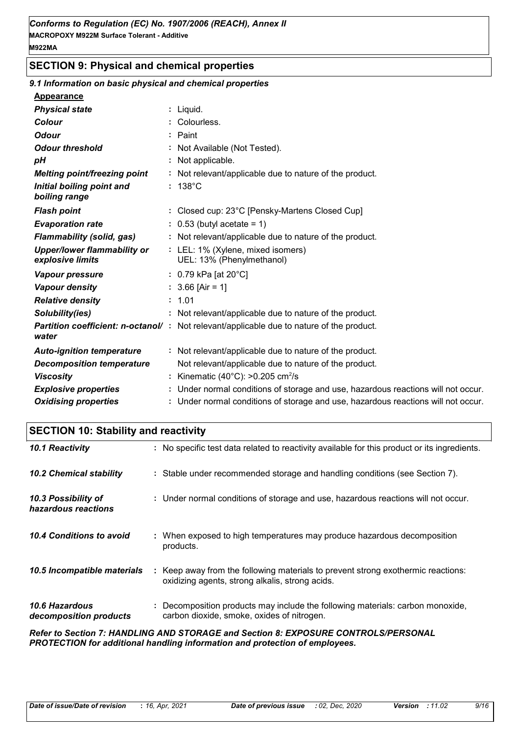## SECTION 9: Physical and chemical properties

### *9.1 Information on basic physical and chemical properties*

**Appearance**

| | |
|---|---|
| ***Physical state*** | : Liquid. |
| ***Colour*** | : Colourless. |
| ***Odour*** | : Paint |
| ***Odour threshold*** | : Not Available (Not Tested). |
| ***pH*** | : Not applicable. |
| ***Melting point/freezing point*** | : Not relevant/applicable due to nature of the product. |
| ***Initial boiling point and boiling range*** | : 138°C |
| ***Flash point*** | : Closed cup: 23°C [Pensky-Martens Closed Cup] |
| ***Evaporation rate*** | : 0.53 (butyl acetate = 1) |
| ***Flammability (solid, gas)*** | : Not relevant/applicable due to nature of the product. |
| ***Upper/lower flammability or explosive limits*** | : LEL: 1% (Xylene, mixed isomers)<br>UEL: 13% (Phenylmethanol) |
| ***Vapour pressure*** | : 0.79 kPa [at 20°C] |
| ***Vapour density*** | : 3.66 [Air = 1] |
| ***Relative density*** | : 1.01 |
| ***Solubility(ies)*** | : Not relevant/applicable due to nature of the product. |
| ***Partition coefficient: n-octanol/water*** | : Not relevant/applicable due to nature of the product. |
| ***Auto-ignition temperature*** | : Not relevant/applicable due to nature of the product. |
| ***Decomposition temperature*** | Not relevant/applicable due to nature of the product. |
| ***Viscosity*** | : Kinematic (40°C): >0.205 $cm^2/s$ |
| ***Explosive properties*** | : Under normal conditions of storage and use, hazardous reactions will not occur. |
| ***Oxidising properties*** | : Under normal conditions of storage and use, hazardous reactions will not occur. |

## SECTION 10: Stability and reactivity

| | |
|---|---|
| ***10.1 Reactivity*** | : No specific test data related to reactivity available for this product or its ingredients. |
| ***10.2 Chemical stability*** | : Stable under recommended storage and handling conditions (see Section 7). |
| ***10.3 Possibility of hazardous reactions*** | : Under normal conditions of storage and use, hazardous reactions will not occur. |
| ***10.4 Conditions to avoid*** | : When exposed to high temperatures may produce hazardous decomposition products. |
| ***10.5 Incompatible materials*** | : Keep away from the following materials to prevent strong exothermic reactions: oxidizing agents, strong alkalis, strong acids. |
| ***10.6 Hazardous decomposition products*** | : Decomposition products may include the following materials: carbon monoxide, carbon dioxide, smoke, oxides of nitrogen. |

***Refer to Section 7: HANDLING AND STORAGE and Section 8: EXPOSURE CONTROLS/PERSONAL PROTECTION for additional handling information and protection of employees.***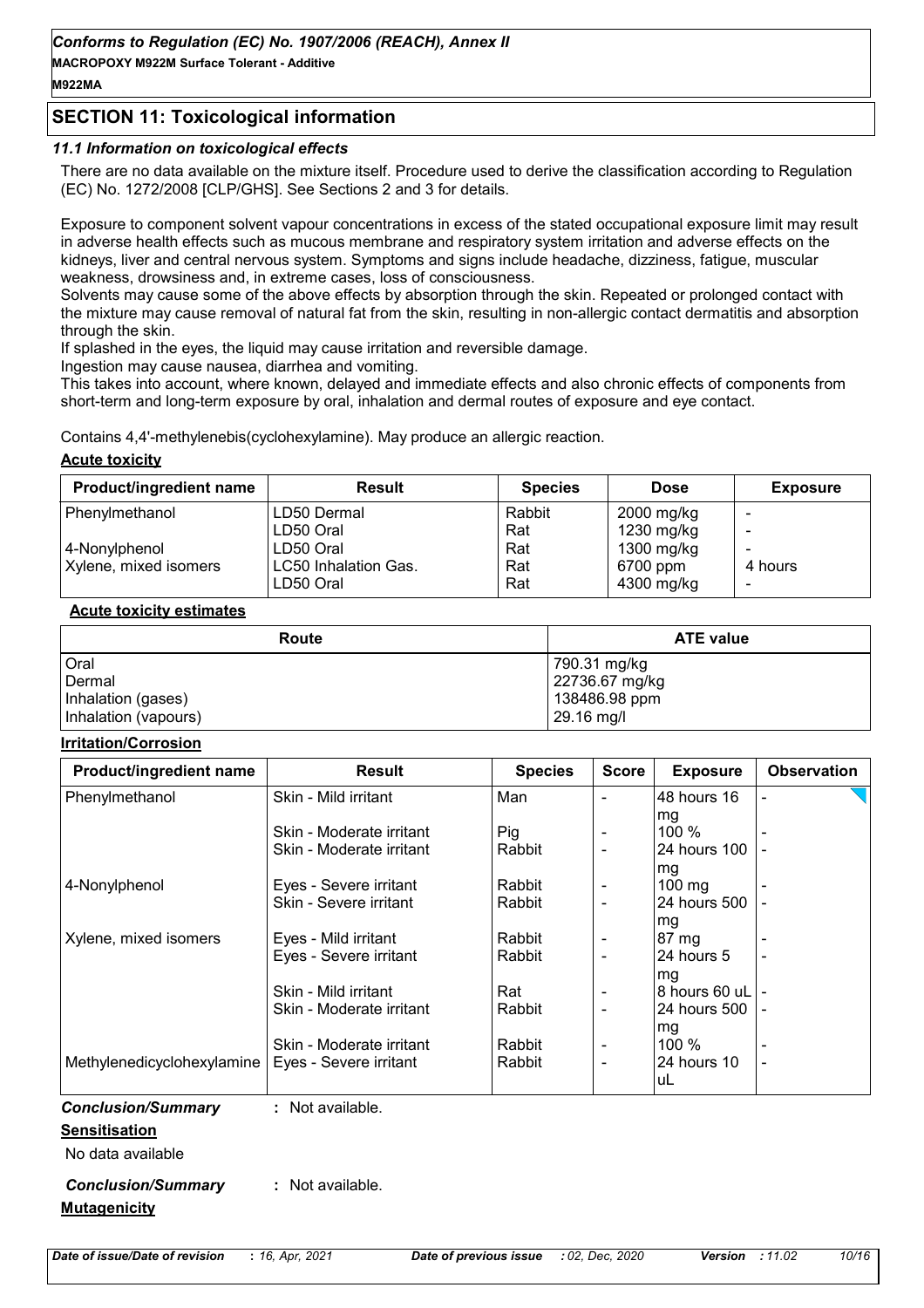## SECTION 11: Toxicological information

### 11.1 Information on toxicological effects

There are no data available on the mixture itself. Procedure used to derive the classification according to Regulation (EC) No. 1272/2008 [CLP/GHS]. See Sections 2 and 3 for details.

Exposure to component solvent vapour concentrations in excess of the stated occupational exposure limit may result in adverse health effects such as mucous membrane and respiratory system irritation and adverse effects on the kidneys, liver and central nervous system. Symptoms and signs include headache, dizziness, fatigue, muscular weakness, drowsiness and, in extreme cases, loss of consciousness.
Solvents may cause some of the above effects by absorption through the skin. Repeated or prolonged contact with the mixture may cause removal of natural fat from the skin, resulting in non-allergic contact dermatitis and absorption through the skin.
If splashed in the eyes, the liquid may cause irritation and reversible damage.
Ingestion may cause nausea, diarrhea and vomiting.
This takes into account, where known, delayed and immediate effects and also chronic effects of components from short-term and long-term exposure by oral, inhalation and dermal routes of exposure and eye contact.

Contains 4,4'-methylenebis(cyclohexylamine). May produce an allergic reaction.

**Acute toxicity**

| Product/ingredient name | Result | Species | Dose | Exposure |
|---|---|---|---|---|
| Phenylmethanol | LD50 Dermal | Rabbit | 2000 mg/kg | - |
| | LD50 Oral | Rat | 1230 mg/kg | - |
| 4-Nonylphenol | LD50 Oral | Rat | 1300 mg/kg | - |
| Xylene, mixed isomers | LC50 Inhalation Gas. | Rat | 6700 ppm | 4 hours |
| | LD50 Oral | Rat | 4300 mg/kg | - |

**Acute toxicity estimates**

| Route | ATE value |
|---|---|
| Oral | 790.31 mg/kg |
| Dermal | 22736.67 mg/kg |
| Inhalation (gases) | 138486.98 ppm |
| Inhalation (vapours) | 29.16 mg/l |

**Irritation/Corrosion**

| Product/ingredient name | Result | Species | Score | Exposure | Observation |
|---|---|---|---|---|---|
| Phenylmethanol | Skin - Mild irritant | Man | - | 48 hours 16 mg | - |
| | Skin - Moderate irritant | Pig | - | 100 % | - |
| | Skin - Moderate irritant | Rabbit | - | 24 hours 100 mg | - |
| 4-Nonylphenol | Eyes - Severe irritant | Rabbit | - | 100 mg | - |
| | Skin - Severe irritant | Rabbit | - | 24 hours 500 mg | - |
| Xylene, mixed isomers | Eyes - Mild irritant | Rabbit | - | 87 mg | - |
| | Eyes - Severe irritant | Rabbit | - | 24 hours 5 mg | - |
| | Skin - Mild irritant | Rat | - | 8 hours 60 uL | - |
| | Skin - Moderate irritant | Rabbit | - | 24 hours 500 mg | - |
| | Skin - Moderate irritant | Rabbit | - | 100 % | - |
| Methylenedicyclohexylamine | Eyes - Severe irritant | Rabbit | - | 24 hours 10 uL | - |

***Conclusion/Summary*** : Not available.

**Sensitisation**

No data available

***Conclusion/Summary*** : Not available.

**Mutagenicity**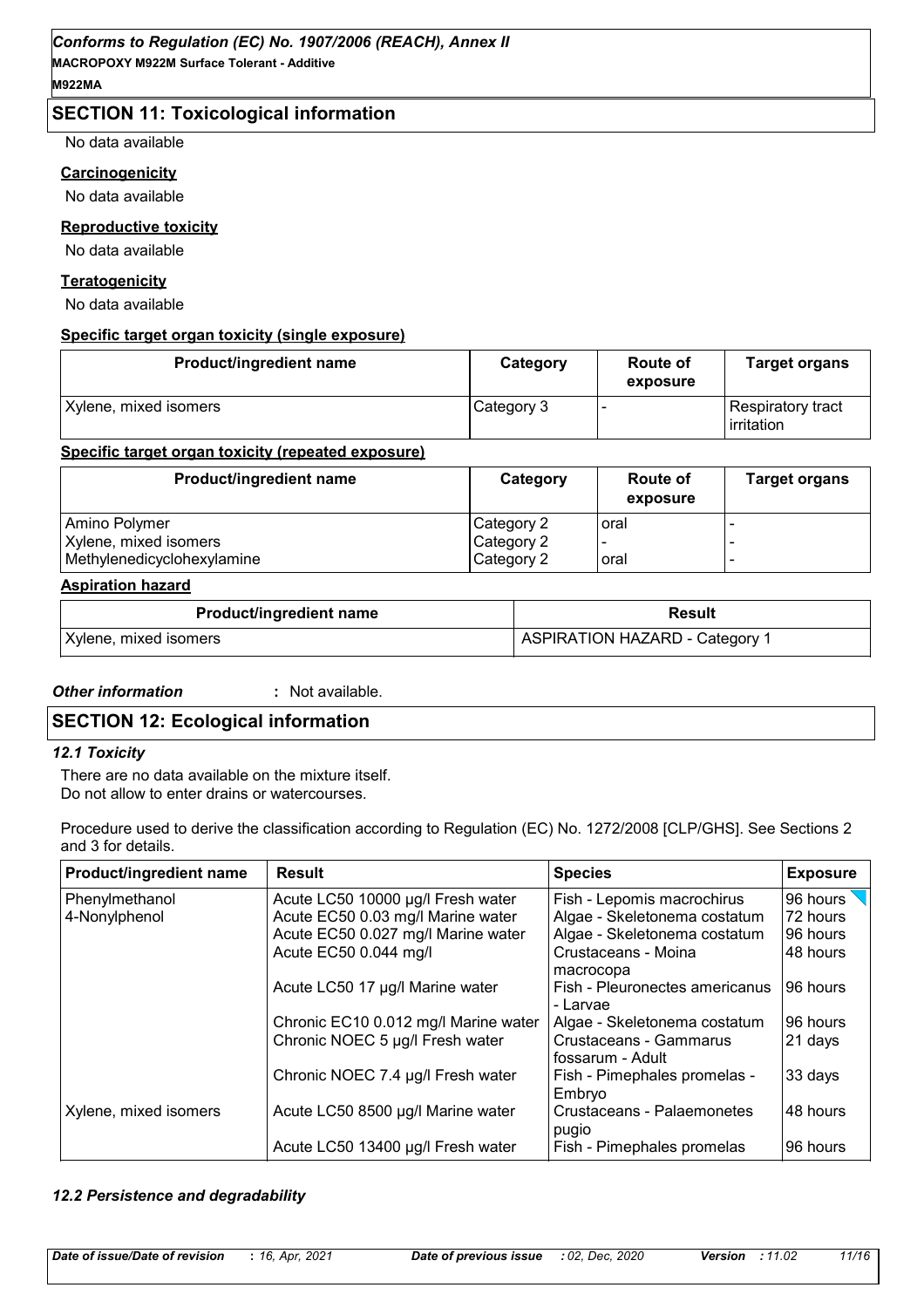## SECTION 11: Toxicological information

No data available

**Carcinogenicity**

No data available

**Reproductive toxicity**

No data available

**Teratogenicity**

No data available

**Specific target organ toxicity (single exposure)**

| Product/ingredient name | Category | Route of exposure | Target organs |
|---|---|---|---|
| Xylene, mixed isomers | Category 3 | - | Respiratory tract irritation |

**Specific target organ toxicity (repeated exposure)**

| Product/ingredient name | Category | Route of exposure | Target organs |
|---|---|---|---|
| Amino Polymer | Category 2 | oral | - |
| Xylene, mixed isomers | Category 2 | - | - |
| Methylenedicyclohexylamine | Category 2 | oral | - |

**Aspiration hazard**

| Product/ingredient name | Result |
|---|---|
| Xylene, mixed isomers | ASPIRATION HAZARD - Category 1 |

***Other information*** **:** Not available.

## SECTION 12: Ecological information

***12.1 Toxicity***

There are no data available on the mixture itself.
Do not allow to enter drains or watercourses.

Procedure used to derive the classification according to Regulation (EC) No. 1272/2008 [CLP/GHS]. See Sections 2 and 3 for details.

| Product/ingredient name | Result | Species | Exposure |
|---|---|---|---|
| Phenylmethanol | Acute LC50 10000 µg/l Fresh water | Fish - Lepomis macrochirus | 96 hours |
| 4-Nonylphenol | Acute EC50 0.03 mg/l Marine water | Algae - Skeletonema costatum | 72 hours |
| | Acute EC50 0.027 mg/l Marine water | Algae - Skeletonema costatum | 96 hours |
| | Acute EC50 0.044 mg/l | Crustaceans - Moina macrocopa | 48 hours |
| | Acute LC50 17 µg/l Marine water | Fish - Pleuronectes americanus - Larvae | 96 hours |
| | Chronic EC10 0.012 mg/l Marine water | Algae - Skeletonema costatum | 96 hours |
| | Chronic NOEC 5 µg/l Fresh water | Crustaceans - Gammarus fossarum - Adult | 21 days |
| | Chronic NOEC 7.4 µg/l Fresh water | Fish - Pimephales promelas - Embryo | 33 days |
| Xylene, mixed isomers | Acute LC50 8500 µg/l Marine water | Crustaceans - Palaemonetes pugio | 48 hours |
| | Acute LC50 13400 µg/l Fresh water | Fish - Pimephales promelas | 96 hours |

***12.2 Persistence and degradability***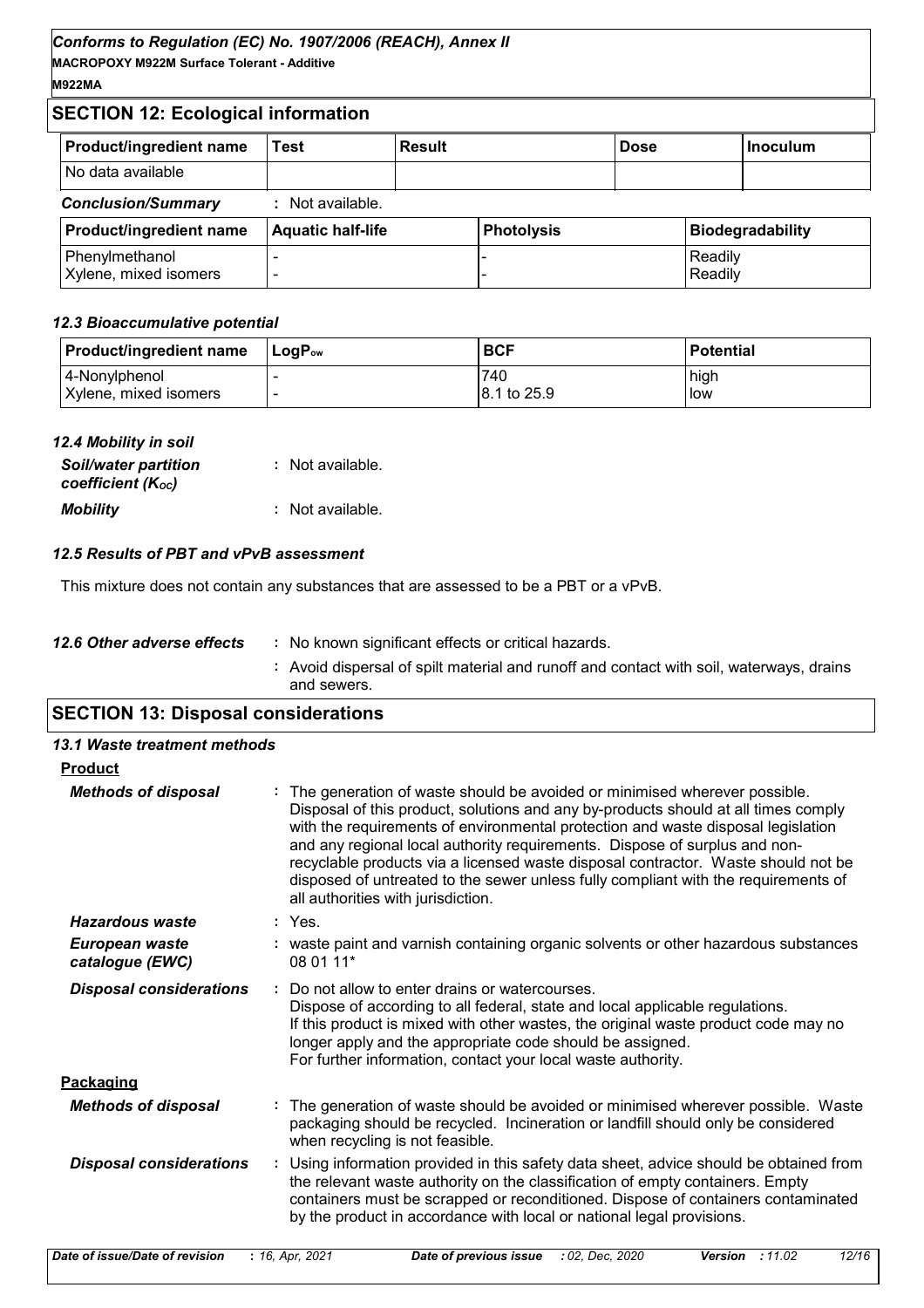## SECTION 12: Ecological information

| Product/ingredient name | Test | Result | Dose | Inoculum |
|---|---|---|---|---|
| No data available | | | | |

*Conclusion/Summary* : Not available.

| Product/ingredient name | Aquatic half-life | Photolysis | Biodegradability |
|---|---|---|---|
| Phenylmethanol | - | - | Readily |
| Xylene, mixed isomers | - | - | Readily |

### 12.3 Bioaccumulative potential

| Product/ingredient name | $LogP_{ow}$ | BCF | Potential |
|---|---|---|---|
| 4-Nonylphenol | - | 740 | high |
| Xylene, mixed isomers | - | 8.1 to 25.9 | low |

### 12.4 Mobility in soil

*Soil/water partition coefficient ($K_{OC}$)* : Not available.

*Mobility* : Not available.

### 12.5 Results of PBT and vPvB assessment

This mixture does not contain any substances that are assessed to be a PBT or a vPvB.

*12.6 Other adverse effects* : No known significant effects or critical hazards.

: Avoid dispersal of spilt material and runoff and contact with soil, waterways, drains and sewers.

## SECTION 13: Disposal considerations

### 13.1 Waste treatment methods

**Product**

*Methods of disposal* : The generation of waste should be avoided or minimised wherever possible. Disposal of this product, solutions and any by-products should at all times comply with the requirements of environmental protection and waste disposal legislation and any regional local authority requirements. Dispose of surplus and non-recyclable products via a licensed waste disposal contractor. Waste should not be disposed of untreated to the sewer unless fully compliant with the requirements of all authorities with jurisdiction.

*Hazardous waste* : Yes.

*European waste catalogue (EWC)* : waste paint and varnish containing organic solvents or other hazardous substances 08 01 11*

*Disposal considerations* : Do not allow to enter drains or watercourses.
Dispose of according to all federal, state and local applicable regulations.
If this product is mixed with other wastes, the original waste product code may no longer apply and the appropriate code should be assigned.
For further information, contact your local waste authority.

**Packaging**

*Methods of disposal* : The generation of waste should be avoided or minimised wherever possible. Waste packaging should be recycled. Incineration or landfill should only be considered when recycling is not feasible.

*Disposal considerations* : Using information provided in this safety data sheet, advice should be obtained from the relevant waste authority on the classification of empty containers. Empty containers must be scrapped or reconditioned. Dispose of containers contaminated by the product in accordance with local or national legal provisions.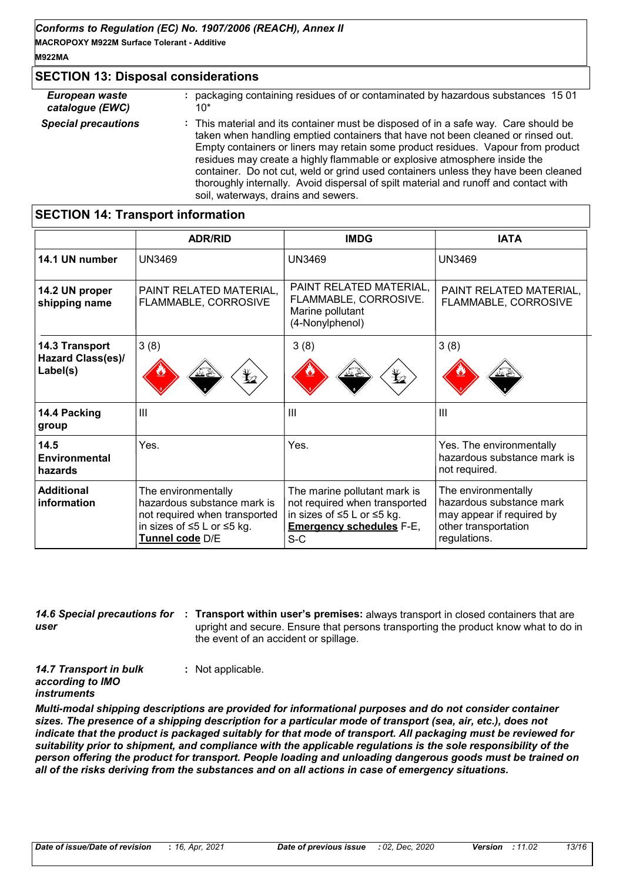## SECTION 13: Disposal considerations

*European waste catalogue (EWC)* : packaging containing residues of or contaminated by hazardous substances 15 01 10*

*Special precautions* : This material and its container must be disposed of in a safe way. Care should be taken when handling emptied containers that have not been cleaned or rinsed out. Empty containers or liners may retain some product residues. Vapour from product residues may create a highly flammable or explosive atmosphere inside the container. Do not cut, weld or grind used containers unless they have been cleaned thoroughly internally. Avoid dispersal of spilt material and runoff and contact with soil, waterways, drains and sewers.

## SECTION 14: Transport information

| | ADR/RID | IMDG | IATA |
|---|---|---|---|
| **14.1 UN number** | UN3469 | UN3469 | UN3469 |
| **14.2 UN proper shipping name** | PAINT RELATED MATERIAL, FLAMMABLE, CORROSIVE | PAINT RELATED MATERIAL, FLAMMABLE, CORROSIVE. Marine pollutant (4-Nonylphenol) | PAINT RELATED MATERIAL, FLAMMABLE, CORROSIVE |
| **14.3 Transport Hazard Class(es)/ Label(s)** | 3 (8) | 3 (8) | 3 (8) |
| **14.4 Packing group** | III | III | III |
| **14.5 Environmental hazards** | Yes. | Yes. | Yes. The environmentally hazardous substance mark is not required. |
| **Additional information** | The environmentally hazardous substance mark is not required when transported in sizes of ≤5 L or ≤5 kg. **Tunnel code** D/E | The marine pollutant mark is not required when transported in sizes of ≤5 L or ≤5 kg. **Emergency schedules** F-E, S-C | The environmentally hazardous substance mark may appear if required by other transportation regulations. |

*14.6 Special precautions for user* : **Transport within user's premises:** always transport in closed containers that are upright and secure. Ensure that persons transporting the product know what to do in the event of an accident or spillage.

*14.7 Transport in bulk according to IMO instruments* : Not applicable.

***Multi-modal shipping descriptions are provided for informational purposes and do not consider container sizes. The presence of a shipping description for a particular mode of transport (sea, air, etc.), does not indicate that the product is packaged suitably for that mode of transport. All packaging must be reviewed for suitability prior to shipment, and compliance with the applicable regulations is the sole responsibility of the person offering the product for transport. People loading and unloading dangerous goods must be trained on all of the risks deriving from the substances and on all actions in case of emergency situations.***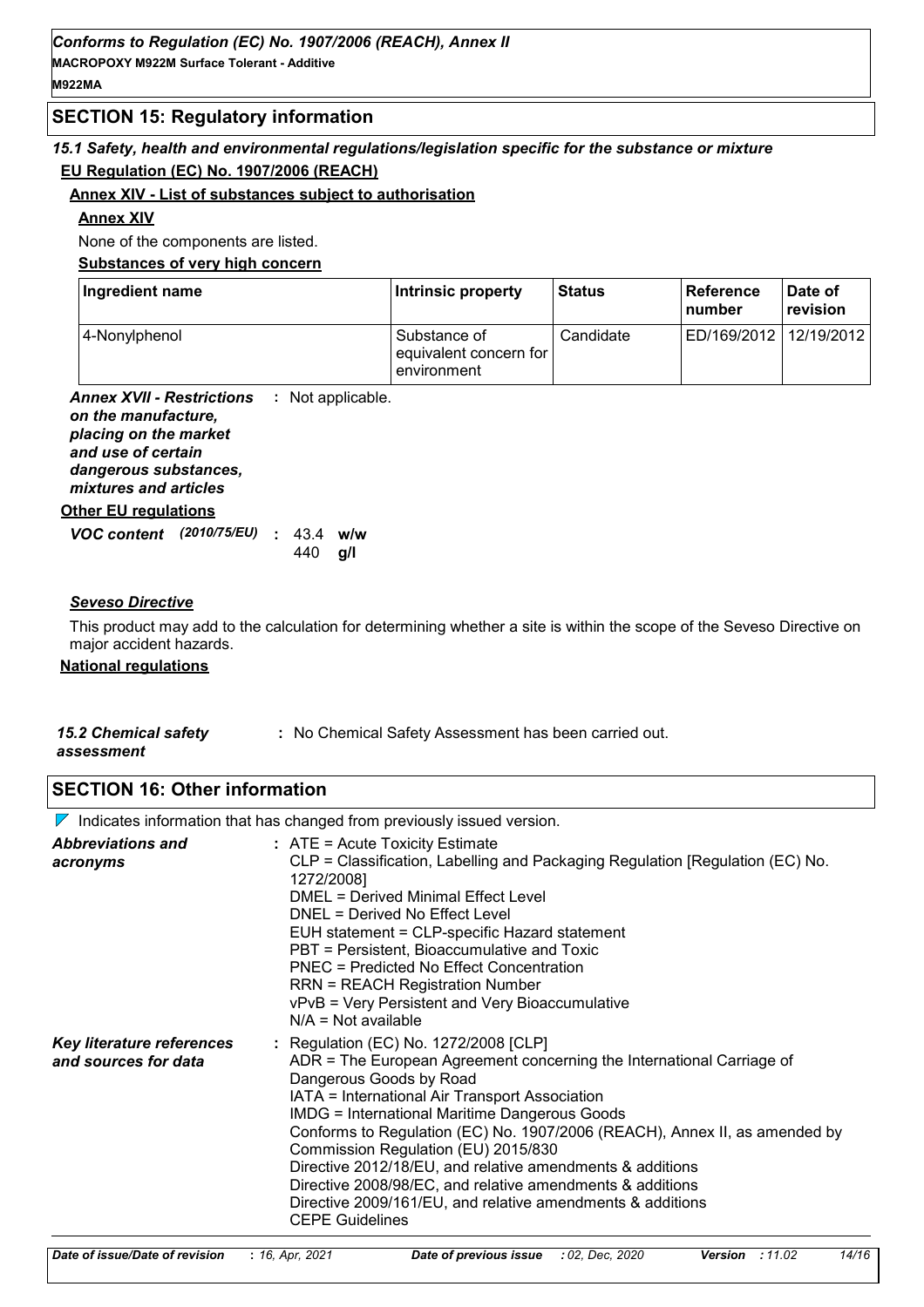## SECTION 15: Regulatory information

### *15.1 Safety, health and environmental regulations/legislation specific for the substance or mixture*

**EU Regulation (EC) No. 1907/2006 (REACH)**

**Annex XIV - List of substances subject to authorisation**

**Annex XIV**

None of the components are listed.

**Substances of very high concern**

| Ingredient name | Intrinsic property | Status | Reference number | Date of revision |
|---|---|---|---|---|
| 4-Nonylphenol | Substance of equivalent concern for environment | Candidate | ED/169/2012 | 12/19/2012 |

***Annex XVII - Restrictions on the manufacture, placing on the market and use of certain dangerous substances, mixtures and articles*** : Not applicable.

**Other EU regulations**

***VOC content*** *(2010/75/EU)* : 43.4 **w/w**
440 **g/l**

***Seveso Directive***

This product may add to the calculation for determining whether a site is within the scope of the Seveso Directive on major accident hazards.

**National regulations**

***15.2 Chemical safety assessment*** : No Chemical Safety Assessment has been carried out.

## SECTION 16: Other information

Indicates information that has changed from previously issued version.

***Abbreviations and acronyms*** :
ATE = Acute Toxicity Estimate
CLP = Classification, Labelling and Packaging Regulation [Regulation (EC) No. 1272/2008]
DMEL = Derived Minimal Effect Level
DNEL = Derived No Effect Level
EUH statement = CLP-specific Hazard statement
PBT = Persistent, Bioaccumulative and Toxic
PNEC = Predicted No Effect Concentration
RRN = REACH Registration Number
vPvB = Very Persistent and Very Bioaccumulative
N/A = Not available

***Key literature references and sources for data*** :
Regulation (EC) No. 1272/2008 [CLP]
ADR = The European Agreement concerning the International Carriage of Dangerous Goods by Road
IATA = International Air Transport Association
IMDG = International Maritime Dangerous Goods
Conforms to Regulation (EC) No. 1907/2006 (REACH), Annex II, as amended by Commission Regulation (EU) 2015/830
Directive 2012/18/EU, and relative amendments & additions
Directive 2008/98/EC, and relative amendments & additions
Directive 2009/161/EU, and relative amendments & additions
CEPE Guidelines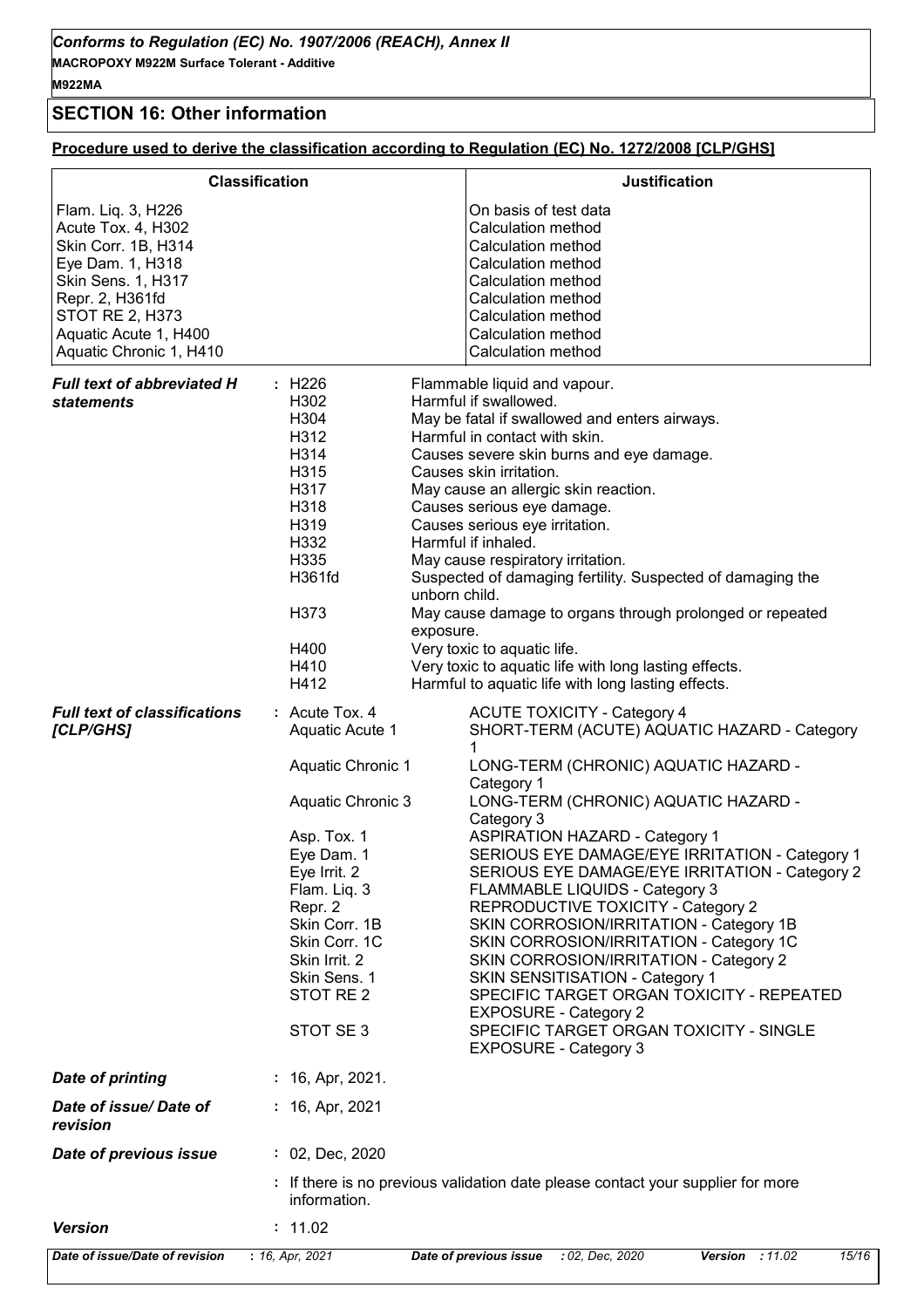## SECTION 16: Other information

**Procedure used to derive the classification according to Regulation (EC) No. 1272/2008 [CLP/GHS]**

| Classification | Justification |
|---|---|
| Flam. Liq. 3, H226 | On basis of test data |
| Acute Tox. 4, H302 | Calculation method |
| Skin Corr. 1B, H314 | Calculation method |
| Eye Dam. 1, H318 | Calculation method |
| Skin Sens. 1, H317 | Calculation method |
| Repr. 2, H361fd | Calculation method |
| STOT RE 2, H373 | Calculation method |
| Aquatic Acute 1, H400 | Calculation method |
| Aquatic Chronic 1, H410 | Calculation method |

***Full text of abbreviated H statements***

| | |
|---|---|
| H226 | Flammable liquid and vapour. |
| H302 | Harmful if swallowed. |
| H304 | May be fatal if swallowed and enters airways. |
| H312 | Harmful in contact with skin. |
| H314 | Causes severe skin burns and eye damage. |
| H315 | Causes skin irritation. |
| H317 | May cause an allergic skin reaction. |
| H318 | Causes serious eye damage. |
| H319 | Causes serious eye irritation. |
| H332 | Harmful if inhaled. |
| H335 | May cause respiratory irritation. |
| H361fd | Suspected of damaging fertility. Suspected of damaging the unborn child. |
| H373 | May cause damage to organs through prolonged or repeated exposure. |
| H400 | Very toxic to aquatic life. |
| H410 | Very toxic to aquatic life with long lasting effects. |
| H412 | Harmful to aquatic life with long lasting effects. |

***Full text of classifications [CLP/GHS]***

| | |
|---|---|
| Acute Tox. 4 | ACUTE TOXICITY - Category 4 |
| Aquatic Acute 1 | SHORT-TERM (ACUTE) AQUATIC HAZARD - Category 1 |
| Aquatic Chronic 1 | LONG-TERM (CHRONIC) AQUATIC HAZARD - Category 1 |
| Aquatic Chronic 3 | LONG-TERM (CHRONIC) AQUATIC HAZARD - Category 3 |
| Asp. Tox. 1 | ASPIRATION HAZARD - Category 1 |
| Eye Dam. 1 | SERIOUS EYE DAMAGE/EYE IRRITATION - Category 1 |
| Eye Irrit. 2 | SERIOUS EYE DAMAGE/EYE IRRITATION - Category 2 |
| Flam. Liq. 3 | FLAMMABLE LIQUIDS - Category 3 |
| Repr. 2 | REPRODUCTIVE TOXICITY - Category 2 |
| Skin Corr. 1B | SKIN CORROSION/IRRITATION - Category 1B |
| Skin Corr. 1C | SKIN CORROSION/IRRITATION - Category 1C |
| Skin Irrit. 2 | SKIN CORROSION/IRRITATION - Category 2 |
| Skin Sens. 1 | SKIN SENSITISATION - Category 1 |
| STOT RE 2 | SPECIFIC TARGET ORGAN TOXICITY - REPEATED EXPOSURE - Category 2 |
| STOT SE 3 | SPECIFIC TARGET ORGAN TOXICITY - SINGLE EXPOSURE - Category 3 |

***Date of printing*** : 16, Apr, 2021.

***Date of issue/ Date of revision*** : 16, Apr, 2021

***Date of previous issue*** : 02, Dec, 2020

: If there is no previous validation date please contact your supplier for more information.

***Version*** : 11.02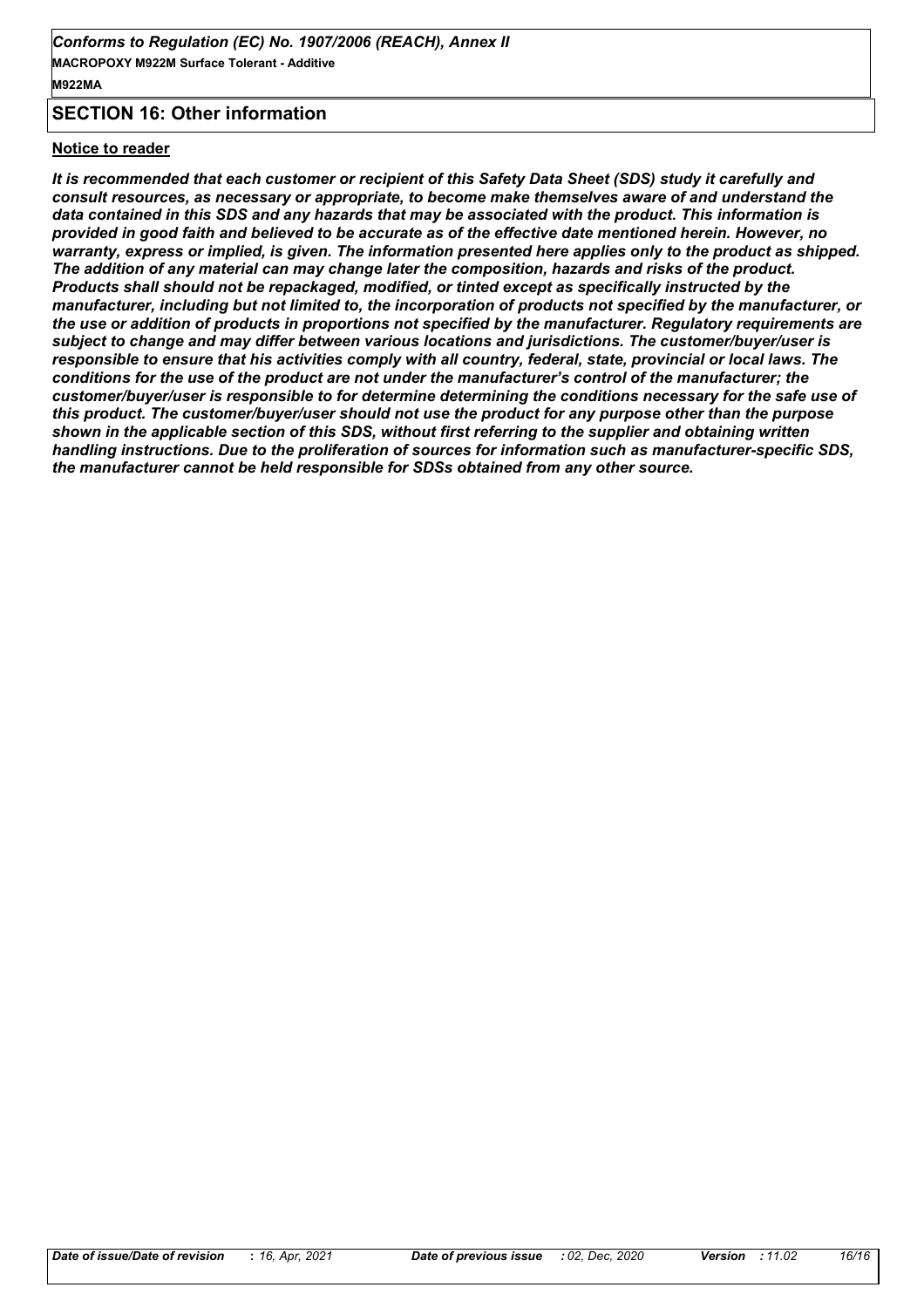## SECTION 16: Other information

**Notice to reader**

***It is recommended that each customer or recipient of this Safety Data Sheet (SDS) study it carefully and consult resources, as necessary or appropriate, to become make themselves aware of and understand the data contained in this SDS and any hazards that may be associated with the product. This information is provided in good faith and believed to be accurate as of the effective date mentioned herein. However, no warranty, express or implied, is given. The information presented here applies only to the product as shipped. The addition of any material can may change later the composition, hazards and risks of the product. Products shall should not be repackaged, modified, or tinted except as specifically instructed by the manufacturer, including but not limited to, the incorporation of products not specified by the manufacturer, or the use or addition of products in proportions not specified by the manufacturer. Regulatory requirements are subject to change and may differ between various locations and jurisdictions. The customer/buyer/user is responsible to ensure that his activities comply with all country, federal, state, provincial or local laws. The conditions for the use of the product are not under the manufacturer's control of the manufacturer; the customer/buyer/user is responsible to for determine determining the conditions necessary for the safe use of this product. The customer/buyer/user should not use the product for any purpose other than the purpose shown in the applicable section of this SDS, without first referring to the supplier and obtaining written handling instructions. Due to the proliferation of sources for information such as manufacturer-specific SDS, the manufacturer cannot be held responsible for SDSs obtained from any other source.***